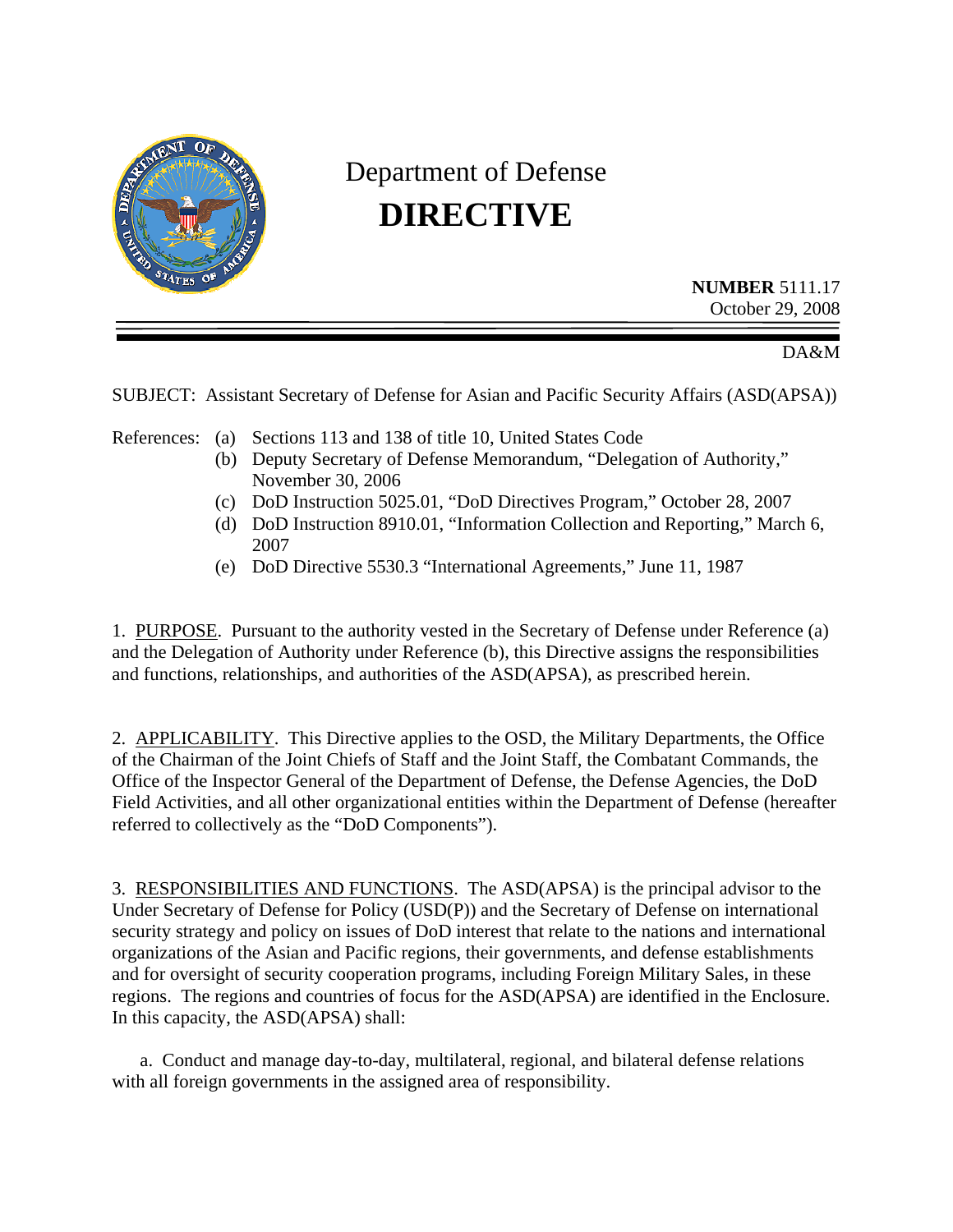# Department of Defense

# DIRECTIVE

**NUMBER** 5111.17
October 29, 2008

DA&M

SUBJECT: Assistant Secretary of Defense for Asian and Pacific Security Affairs (ASD(APSA))

References:
- (a) Sections 113 and 138 of title 10, United States Code
- (b) Deputy Secretary of Defense Memorandum, "Delegation of Authority," November 30, 2006
- (c) DoD Instruction 5025.01, "DoD Directives Program," October 28, 2007
- (d) DoD Instruction 8910.01, "Information Collection and Reporting," March 6, 2007
- (e) DoD Directive 5530.3 "International Agreements," June 11, 1987

1. PURPOSE. Pursuant to the authority vested in the Secretary of Defense under Reference (a) and the Delegation of Authority under Reference (b), this Directive assigns the responsibilities and functions, relationships, and authorities of the ASD(APSA), as prescribed herein.

2. APPLICABILITY. This Directive applies to the OSD, the Military Departments, the Office of the Chairman of the Joint Chiefs of Staff and the Joint Staff, the Combatant Commands, the Office of the Inspector General of the Department of Defense, the Defense Agencies, the DoD Field Activities, and all other organizational entities within the Department of Defense (hereafter referred to collectively as the "DoD Components").

3. RESPONSIBILITIES AND FUNCTIONS. The ASD(APSA) is the principal advisor to the Under Secretary of Defense for Policy (USD(P)) and the Secretary of Defense on international security strategy and policy on issues of DoD interest that relate to the nations and international organizations of the Asian and Pacific regions, their governments, and defense establishments and for oversight of security cooperation programs, including Foreign Military Sales, in these regions. The regions and countries of focus for the ASD(APSA) are identified in the Enclosure. In this capacity, the ASD(APSA) shall:

a. Conduct and manage day-to-day, multilateral, regional, and bilateral defense relations with all foreign governments in the assigned area of responsibility.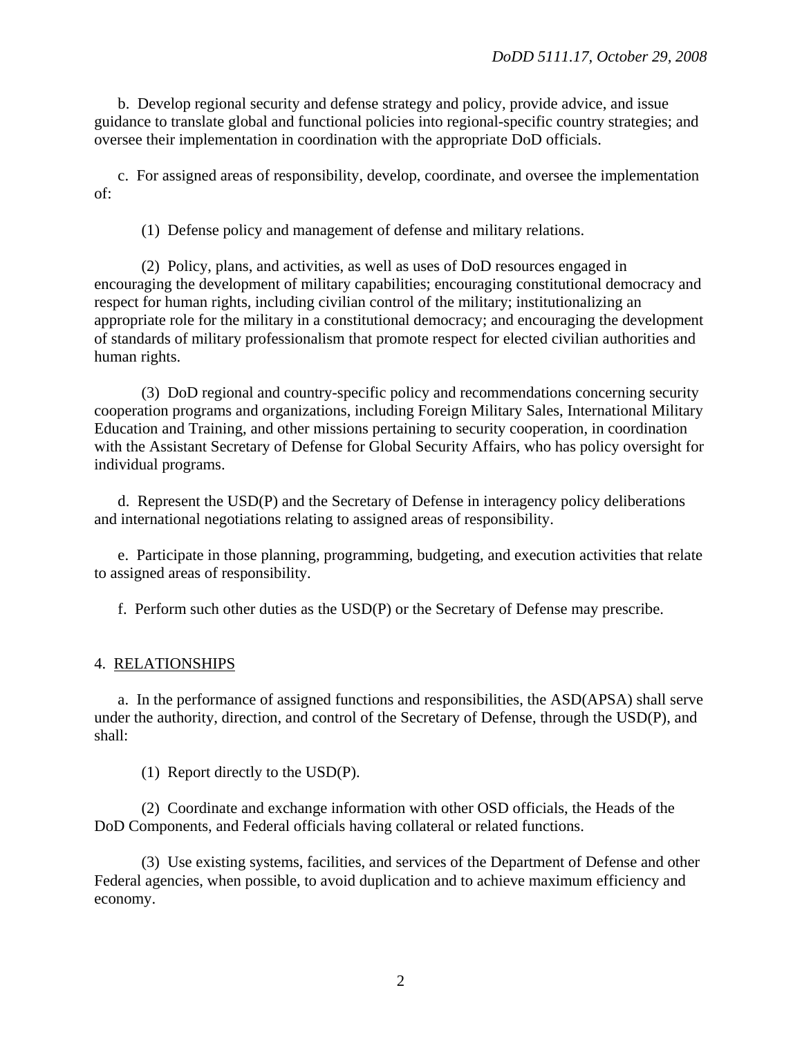b. Develop regional security and defense strategy and policy, provide advice, and issue guidance to translate global and functional policies into regional-specific country strategies; and oversee their implementation in coordination with the appropriate DoD officials.

c. For assigned areas of responsibility, develop, coordinate, and oversee the implementation of:

(1) Defense policy and management of defense and military relations.

(2) Policy, plans, and activities, as well as uses of DoD resources engaged in encouraging the development of military capabilities; encouraging constitutional democracy and respect for human rights, including civilian control of the military; institutionalizing an appropriate role for the military in a constitutional democracy; and encouraging the development of standards of military professionalism that promote respect for elected civilian authorities and human rights.

(3) DoD regional and country-specific policy and recommendations concerning security cooperation programs and organizations, including Foreign Military Sales, International Military Education and Training, and other missions pertaining to security cooperation, in coordination with the Assistant Secretary of Defense for Global Security Affairs, who has policy oversight for individual programs.

d. Represent the USD(P) and the Secretary of Defense in interagency policy deliberations and international negotiations relating to assigned areas of responsibility.

e. Participate in those planning, programming, budgeting, and execution activities that relate to assigned areas of responsibility.

f. Perform such other duties as the USD(P) or the Secretary of Defense may prescribe.

4. RELATIONSHIPS

a. In the performance of assigned functions and responsibilities, the ASD(APSA) shall serve under the authority, direction, and control of the Secretary of Defense, through the USD(P), and shall:

(1) Report directly to the USD(P).

(2) Coordinate and exchange information with other OSD officials, the Heads of the DoD Components, and Federal officials having collateral or related functions.

(3) Use existing systems, facilities, and services of the Department of Defense and other Federal agencies, when possible, to avoid duplication and to achieve maximum efficiency and economy.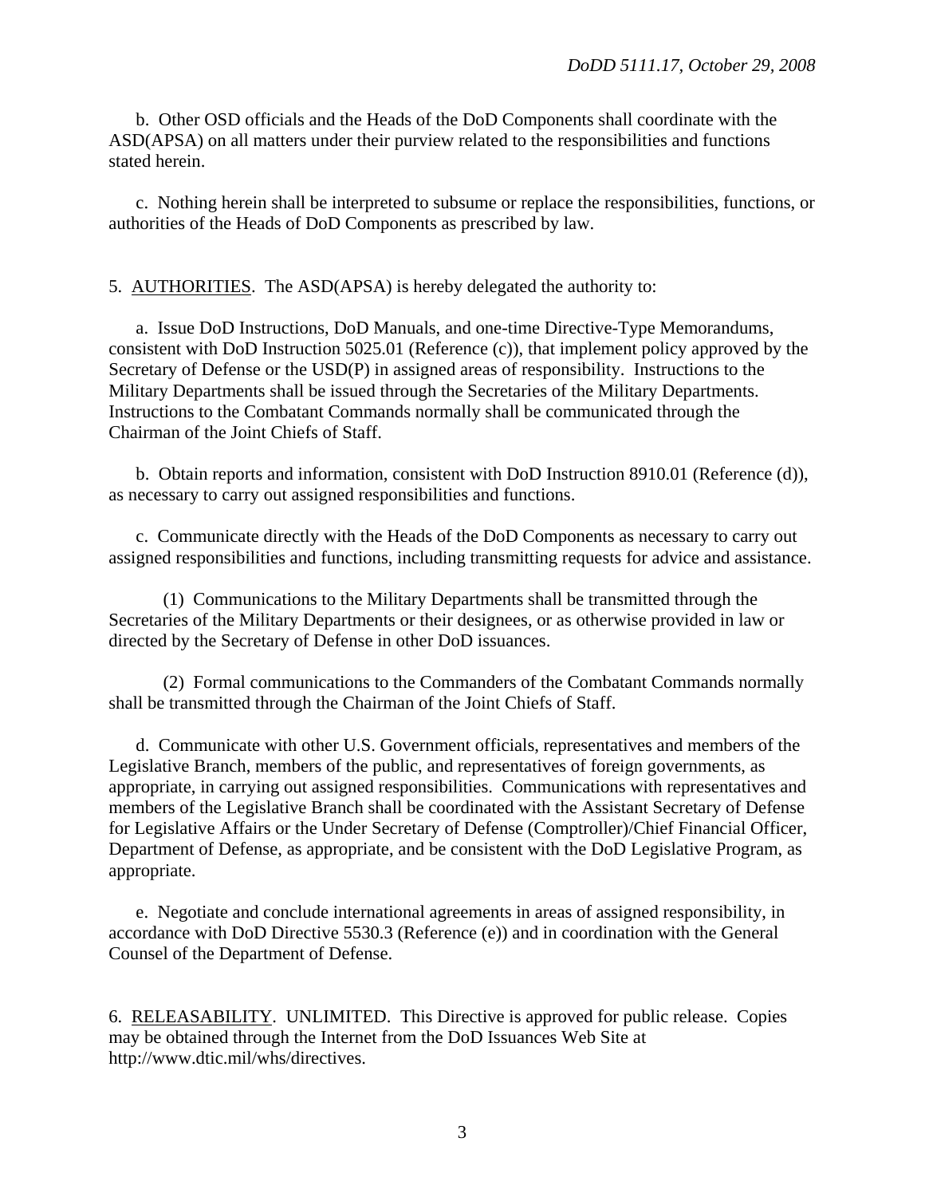b. Other OSD officials and the Heads of the DoD Components shall coordinate with the ASD(APSA) on all matters under their purview related to the responsibilities and functions stated herein.

c. Nothing herein shall be interpreted to subsume or replace the responsibilities, functions, or authorities of the Heads of DoD Components as prescribed by law.

5. AUTHORITIES. The ASD(APSA) is hereby delegated the authority to:

a. Issue DoD Instructions, DoD Manuals, and one-time Directive-Type Memorandums, consistent with DoD Instruction 5025.01 (Reference (c)), that implement policy approved by the Secretary of Defense or the USD(P) in assigned areas of responsibility. Instructions to the Military Departments shall be issued through the Secretaries of the Military Departments. Instructions to the Combatant Commands normally shall be communicated through the Chairman of the Joint Chiefs of Staff.

b. Obtain reports and information, consistent with DoD Instruction 8910.01 (Reference (d)), as necessary to carry out assigned responsibilities and functions.

c. Communicate directly with the Heads of the DoD Components as necessary to carry out assigned responsibilities and functions, including transmitting requests for advice and assistance.

(1) Communications to the Military Departments shall be transmitted through the Secretaries of the Military Departments or their designees, or as otherwise provided in law or directed by the Secretary of Defense in other DoD issuances.

(2) Formal communications to the Commanders of the Combatant Commands normally shall be transmitted through the Chairman of the Joint Chiefs of Staff.

d. Communicate with other U.S. Government officials, representatives and members of the Legislative Branch, members of the public, and representatives of foreign governments, as appropriate, in carrying out assigned responsibilities. Communications with representatives and members of the Legislative Branch shall be coordinated with the Assistant Secretary of Defense for Legislative Affairs or the Under Secretary of Defense (Comptroller)/Chief Financial Officer, Department of Defense, as appropriate, and be consistent with the DoD Legislative Program, as appropriate.

e. Negotiate and conclude international agreements in areas of assigned responsibility, in accordance with DoD Directive 5530.3 (Reference (e)) and in coordination with the General Counsel of the Department of Defense.

6. RELEASABILITY. UNLIMITED. This Directive is approved for public release. Copies may be obtained through the Internet from the DoD Issuances Web Site at http://www.dtic.mil/whs/directives.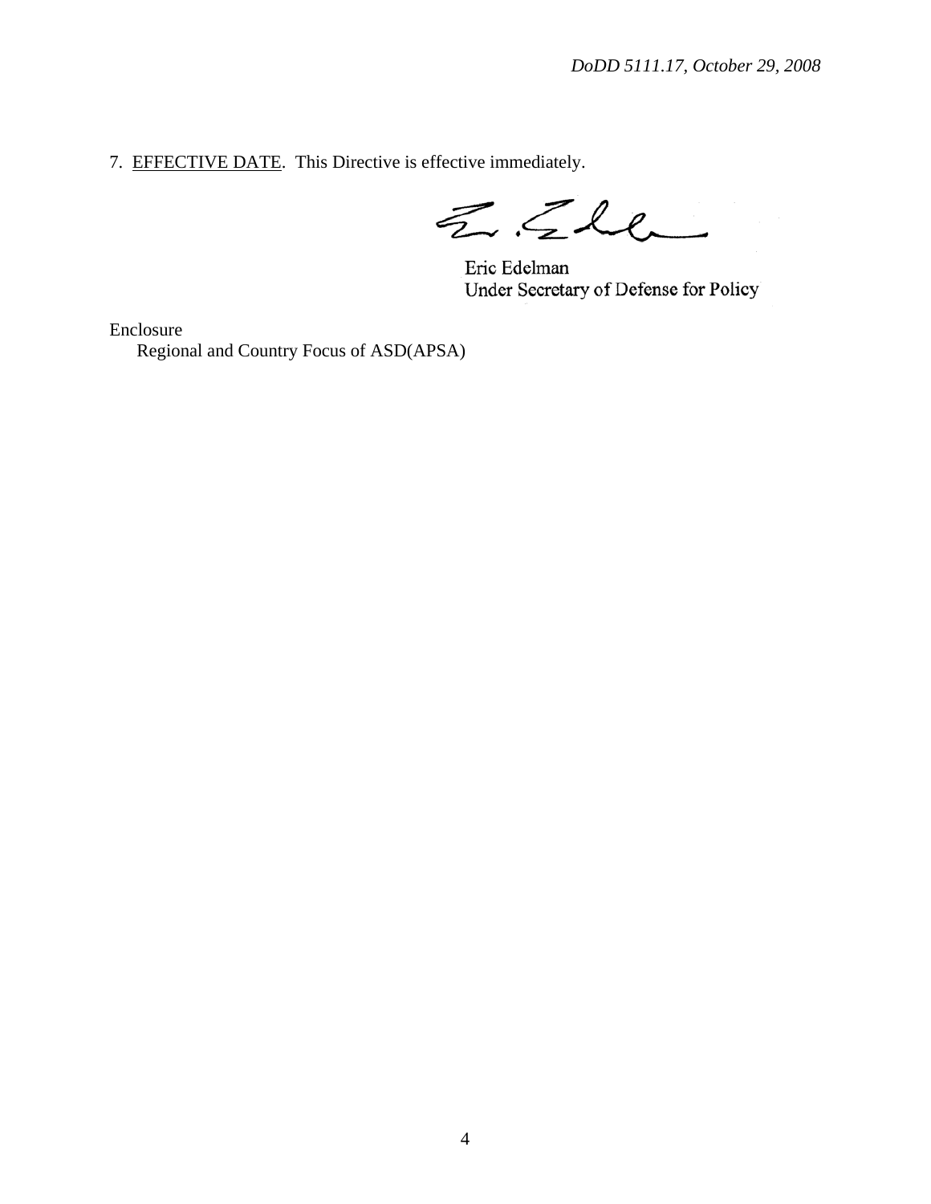7. EFFECTIVE DATE. This Directive is effective immediately.

Eric Edelman
Under Secretary of Defense for Policy

Enclosure
Regional and Country Focus of ASD(APSA)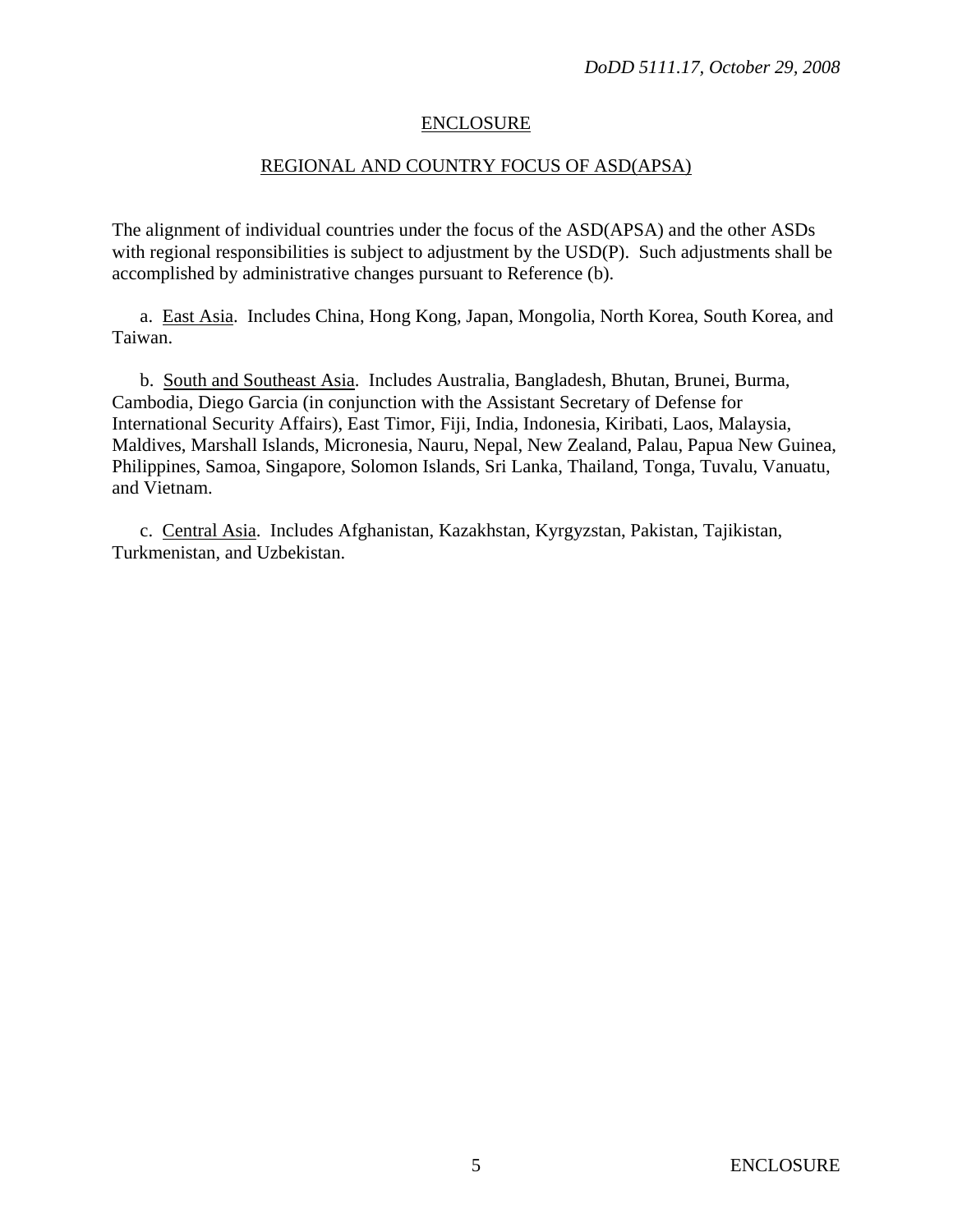## ENCLOSURE

## REGIONAL AND COUNTRY FOCUS OF ASD(APSA)

The alignment of individual countries under the focus of the ASD(APSA) and the other ASDs with regional responsibilities is subject to adjustment by the USD(P). Such adjustments shall be accomplished by administrative changes pursuant to Reference (b).

a. East Asia. Includes China, Hong Kong, Japan, Mongolia, North Korea, South Korea, and Taiwan.

b. South and Southeast Asia. Includes Australia, Bangladesh, Bhutan, Brunei, Burma, Cambodia, Diego Garcia (in conjunction with the Assistant Secretary of Defense for International Security Affairs), East Timor, Fiji, India, Indonesia, Kiribati, Laos, Malaysia, Maldives, Marshall Islands, Micronesia, Nauru, Nepal, New Zealand, Palau, Papua New Guinea, Philippines, Samoa, Singapore, Solomon Islands, Sri Lanka, Thailand, Tonga, Tuvalu, Vanuatu, and Vietnam.

c. Central Asia. Includes Afghanistan, Kazakhstan, Kyrgyzstan, Pakistan, Tajikistan, Turkmenistan, and Uzbekistan.